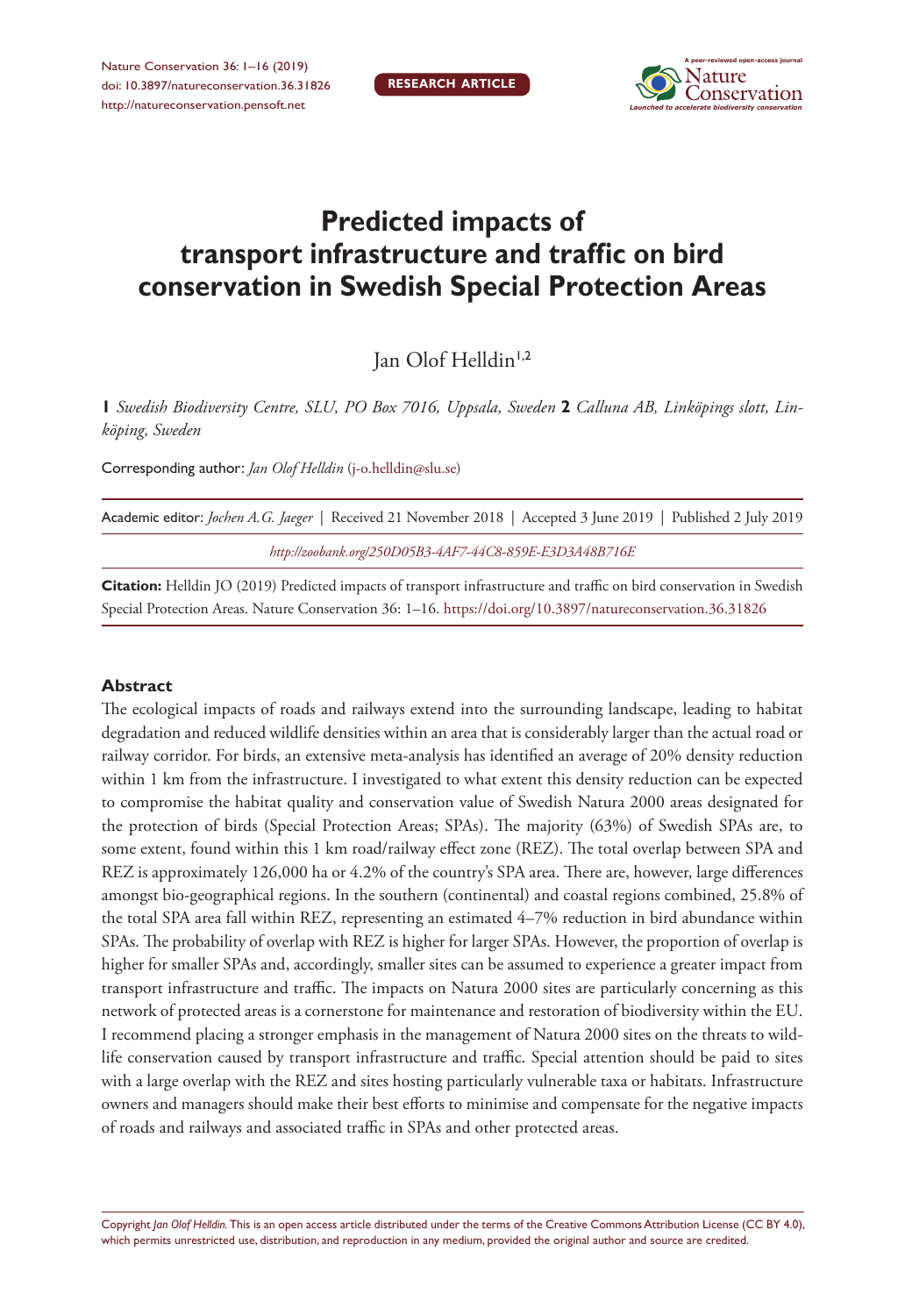# Predicted impacts of transport infrastructure and traffic on bird conservation in Swedish Special Protection Areas

Jan Olof Helldin[1,2]

**1** *Swedish Biodiversity Centre, SLU, PO Box 7016, Uppsala, Sweden* **2** *Calluna AB, Linköpings slott, Linköping, Sweden*

Corresponding author: *Jan Olof Helldin* (j-o.helldin@slu.se)

Academic editor: *Jochen A.G. Jaeger* | Received 21 November 2018 | Accepted 3 June 2019 | Published 2 July 2019

*http://zoobank.org/250D05B3-4AF7-44C8-859E-E3D3A48B716E*

**Citation:** Helldin JO (2019) Predicted impacts of transport infrastructure and traffic on bird conservation in Swedish Special Protection Areas. Nature Conservation 36: 1–16. https://doi.org/10.3897/natureconservation.36.31826

## Abstract

The ecological impacts of roads and railways extend into the surrounding landscape, leading to habitat degradation and reduced wildlife densities within an area that is considerably larger than the actual road or railway corridor. For birds, an extensive meta-analysis has identified an average of 20% density reduction within 1 km from the infrastructure. I investigated to what extent this density reduction can be expected to compromise the habitat quality and conservation value of Swedish Natura 2000 areas designated for the protection of birds (Special Protection Areas; SPAs). The majority (63%) of Swedish SPAs are, to some extent, found within this 1 km road/railway effect zone (REZ). The total overlap between SPA and REZ is approximately 126,000 ha or 4.2% of the country's SPA area. There are, however, large differences amongst bio-geographical regions. In the southern (continental) and coastal regions combined, 25.8% of the total SPA area fall within REZ, representing an estimated 4–7% reduction in bird abundance within SPAs. The probability of overlap with REZ is higher for larger SPAs. However, the proportion of overlap is higher for smaller SPAs and, accordingly, smaller sites can be assumed to experience a greater impact from transport infrastructure and traffic. The impacts on Natura 2000 sites are particularly concerning as this network of protected areas is a cornerstone for maintenance and restoration of biodiversity within the EU. I recommend placing a stronger emphasis in the management of Natura 2000 sites on the threats to wildlife conservation caused by transport infrastructure and traffic. Special attention should be paid to sites with a large overlap with the REZ and sites hosting particularly vulnerable taxa or habitats. Infrastructure owners and managers should make their best efforts to minimise and compensate for the negative impacts of roads and railways and associated traffic in SPAs and other protected areas.

Copyright *Jan Olof Helldin.* This is an open access article distributed under the terms of the Creative Commons Attribution License (CC BY 4.0), which permits unrestricted use, distribution, and reproduction in any medium, provided the original author and source are credited.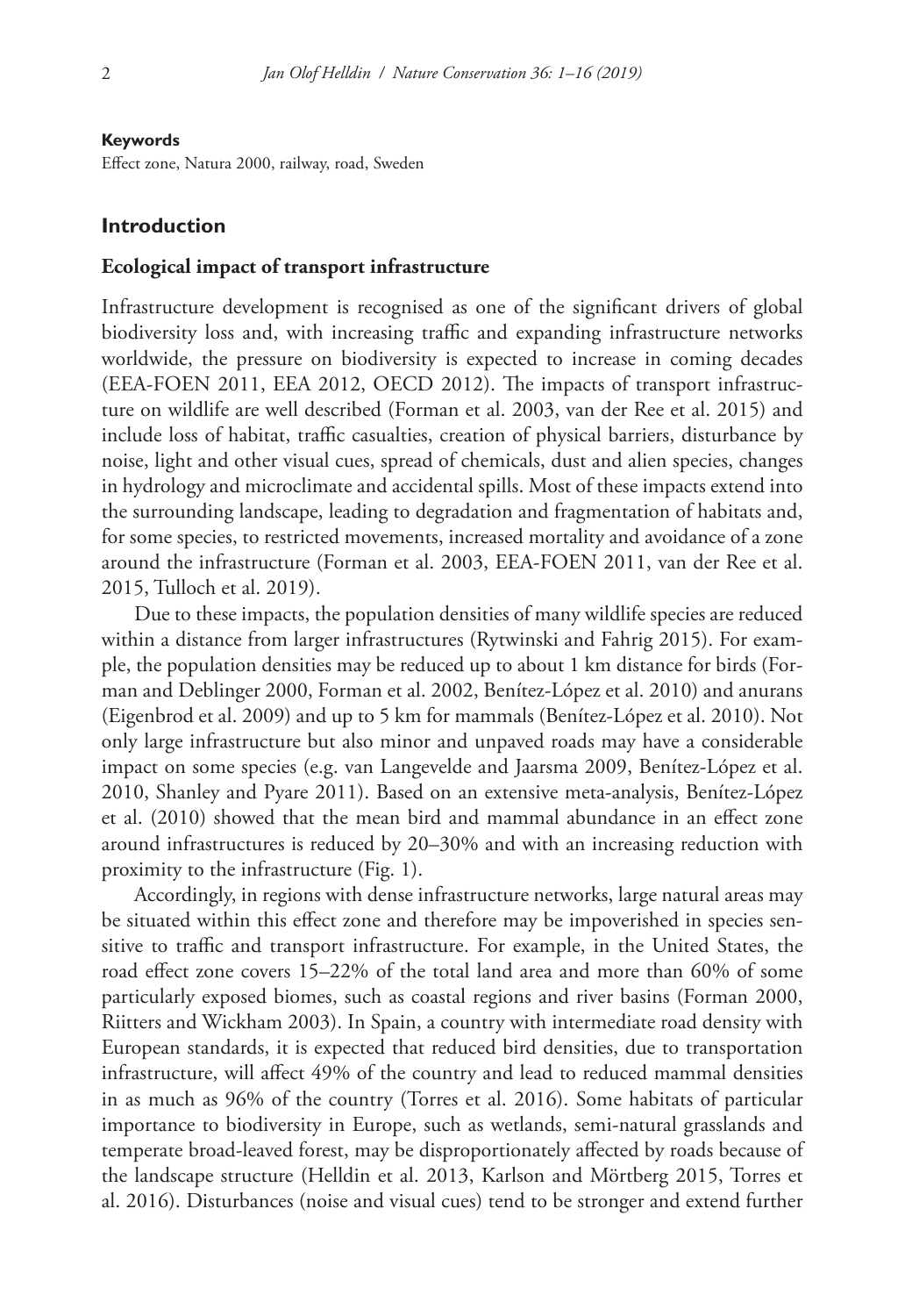**Keywords**

Effect zone, Natura 2000, railway, road, Sweden

## Introduction

### Ecological impact of transport infrastructure

Infrastructure development is recognised as one of the significant drivers of global biodiversity loss and, with increasing traffic and expanding infrastructure networks worldwide, the pressure on biodiversity is expected to increase in coming decades (EEA-FOEN 2011, EEA 2012, OECD 2012). The impacts of transport infrastructure on wildlife are well described (Forman et al. 2003, van der Ree et al. 2015) and include loss of habitat, traffic casualties, creation of physical barriers, disturbance by noise, light and other visual cues, spread of chemicals, dust and alien species, changes in hydrology and microclimate and accidental spills. Most of these impacts extend into the surrounding landscape, leading to degradation and fragmentation of habitats and, for some species, to restricted movements, increased mortality and avoidance of a zone around the infrastructure (Forman et al. 2003, EEA-FOEN 2011, van der Ree et al. 2015, Tulloch et al. 2019).

Due to these impacts, the population densities of many wildlife species are reduced within a distance from larger infrastructures (Rytwinski and Fahrig 2015). For example, the population densities may be reduced up to about 1 km distance for birds (Forman and Deblinger 2000, Forman et al. 2002, Benítez-López et al. 2010) and anurans (Eigenbrod et al. 2009) and up to 5 km for mammals (Benítez-López et al. 2010). Not only large infrastructure but also minor and unpaved roads may have a considerable impact on some species (e.g. van Langevelde and Jaarsma 2009, Benítez-López et al. 2010, Shanley and Pyare 2011). Based on an extensive meta-analysis, Benítez-López et al. (2010) showed that the mean bird and mammal abundance in an effect zone around infrastructures is reduced by 20–30% and with an increasing reduction with proximity to the infrastructure (Fig. 1).

Accordingly, in regions with dense infrastructure networks, large natural areas may be situated within this effect zone and therefore may be impoverished in species sensitive to traffic and transport infrastructure. For example, in the United States, the road effect zone covers 15–22% of the total land area and more than 60% of some particularly exposed biomes, such as coastal regions and river basins (Forman 2000, Riitters and Wickham 2003). In Spain, a country with intermediate road density with European standards, it is expected that reduced bird densities, due to transportation infrastructure, will affect 49% of the country and lead to reduced mammal densities in as much as 96% of the country (Torres et al. 2016). Some habitats of particular importance to biodiversity in Europe, such as wetlands, semi-natural grasslands and temperate broad-leaved forest, may be disproportionately affected by roads because of the landscape structure (Helldin et al. 2013, Karlson and Mörtberg 2015, Torres et al. 2016). Disturbances (noise and visual cues) tend to be stronger and extend further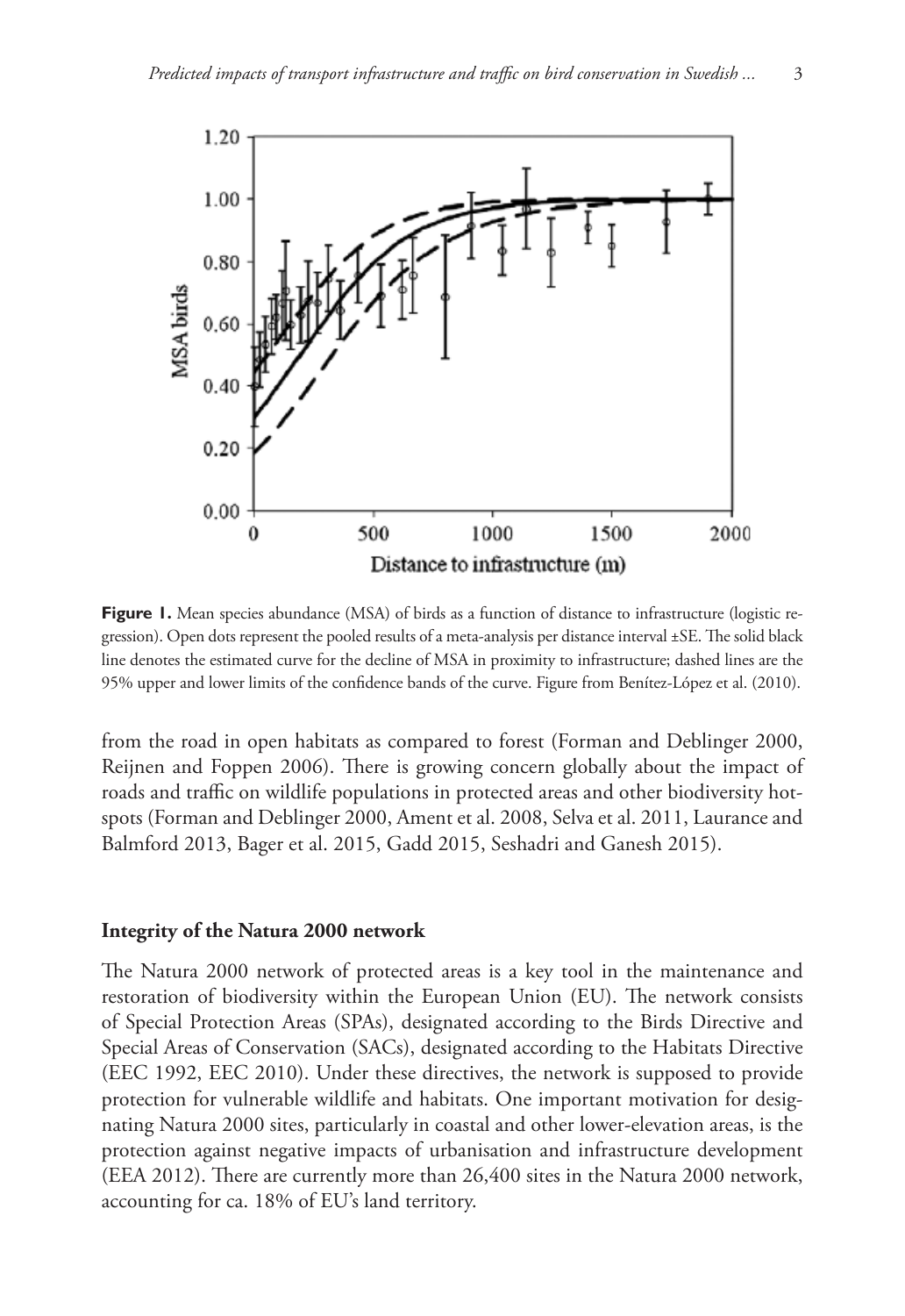**Figure 1.** Mean species abundance (MSA) of birds as a function of distance to infrastructure (logistic regression). Open dots represent the pooled results of a meta-analysis per distance interval ±SE. The solid black line denotes the estimated curve for the decline of MSA in proximity to infrastructure; dashed lines are the 95% upper and lower limits of the confidence bands of the curve. Figure from Benítez-López et al. (2010).

from the road in open habitats as compared to forest (Forman and Deblinger 2000, Reijnen and Foppen 2006). There is growing concern globally about the impact of roads and traffic on wildlife populations in protected areas and other biodiversity hotspots (Forman and Deblinger 2000, Ament et al. 2008, Selva et al. 2011, Laurance and Balmford 2013, Bager et al. 2015, Gadd 2015, Seshadri and Ganesh 2015).

## Integrity of the Natura 2000 network

The Natura 2000 network of protected areas is a key tool in the maintenance and restoration of biodiversity within the European Union (EU). The network consists of Special Protection Areas (SPAs), designated according to the Birds Directive and Special Areas of Conservation (SACs), designated according to the Habitats Directive (EEC 1992, EEC 2010). Under these directives, the network is supposed to provide protection for vulnerable wildlife and habitats. One important motivation for designating Natura 2000 sites, particularly in coastal and other lower-elevation areas, is the protection against negative impacts of urbanisation and infrastructure development (EEA 2012). There are currently more than 26,400 sites in the Natura 2000 network, accounting for ca. 18% of EU's land territory.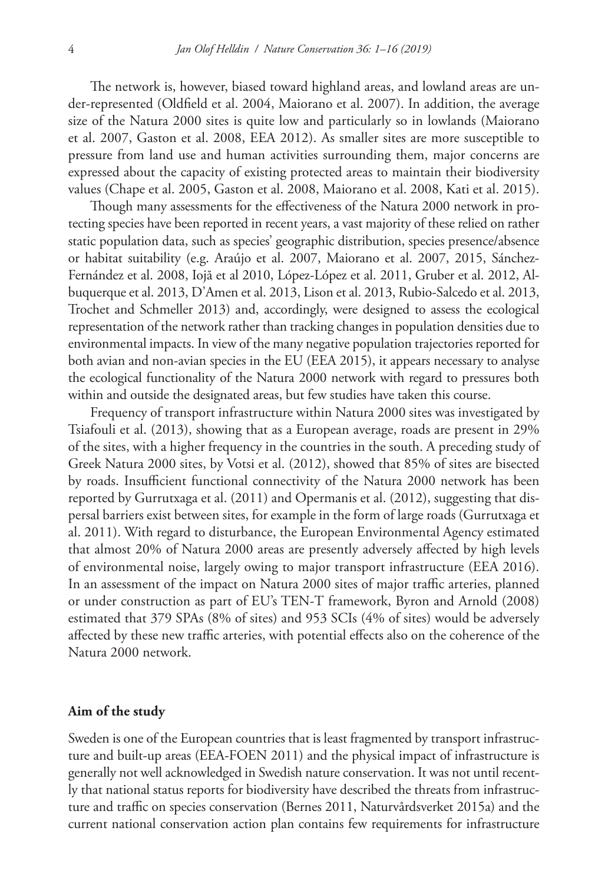The network is, however, biased toward highland areas, and lowland areas are under-represented (Oldfield et al. 2004, Maiorano et al. 2007). In addition, the average size of the Natura 2000 sites is quite low and particularly so in lowlands (Maiorano et al. 2007, Gaston et al. 2008, EEA 2012). As smaller sites are more susceptible to pressure from land use and human activities surrounding them, major concerns are expressed about the capacity of existing protected areas to maintain their biodiversity values (Chape et al. 2005, Gaston et al. 2008, Maiorano et al. 2008, Kati et al. 2015).

Though many assessments for the effectiveness of the Natura 2000 network in protecting species have been reported in recent years, a vast majority of these relied on rather static population data, such as species' geographic distribution, species presence/absence or habitat suitability (e.g. Araújo et al. 2007, Maiorano et al. 2007, 2015, Sánchez-Fernández et al. 2008, Iojă et al 2010, López-López et al. 2011, Gruber et al. 2012, Albuquerque et al. 2013, D'Amen et al. 2013, Lison et al. 2013, Rubio-Salcedo et al. 2013, Trochet and Schmeller 2013) and, accordingly, were designed to assess the ecological representation of the network rather than tracking changes in population densities due to environmental impacts. In view of the many negative population trajectories reported for both avian and non-avian species in the EU (EEA 2015), it appears necessary to analyse the ecological functionality of the Natura 2000 network with regard to pressures both within and outside the designated areas, but few studies have taken this course.

Frequency of transport infrastructure within Natura 2000 sites was investigated by Tsiafouli et al. (2013), showing that as a European average, roads are present in 29% of the sites, with a higher frequency in the countries in the south. A preceding study of Greek Natura 2000 sites, by Votsi et al. (2012), showed that 85% of sites are bisected by roads. Insufficient functional connectivity of the Natura 2000 network has been reported by Gurrutxaga et al. (2011) and Opermanis et al. (2012), suggesting that dispersal barriers exist between sites, for example in the form of large roads (Gurrutxaga et al. 2011). With regard to disturbance, the European Environmental Agency estimated that almost 20% of Natura 2000 areas are presently adversely affected by high levels of environmental noise, largely owing to major transport infrastructure (EEA 2016). In an assessment of the impact on Natura 2000 sites of major traffic arteries, planned or under construction as part of EU's TEN-T framework, Byron and Arnold (2008) estimated that 379 SPAs (8% of sites) and 953 SCIs (4% of sites) would be adversely affected by these new traffic arteries, with potential effects also on the coherence of the Natura 2000 network.

## Aim of the study

Sweden is one of the European countries that is least fragmented by transport infrastructure and built-up areas (EEA-FOEN 2011) and the physical impact of infrastructure is generally not well acknowledged in Swedish nature conservation. It was not until recently that national status reports for biodiversity have described the threats from infrastructure and traffic on species conservation (Bernes 2011, Naturvårdsverket 2015a) and the current national conservation action plan contains few requirements for infrastructure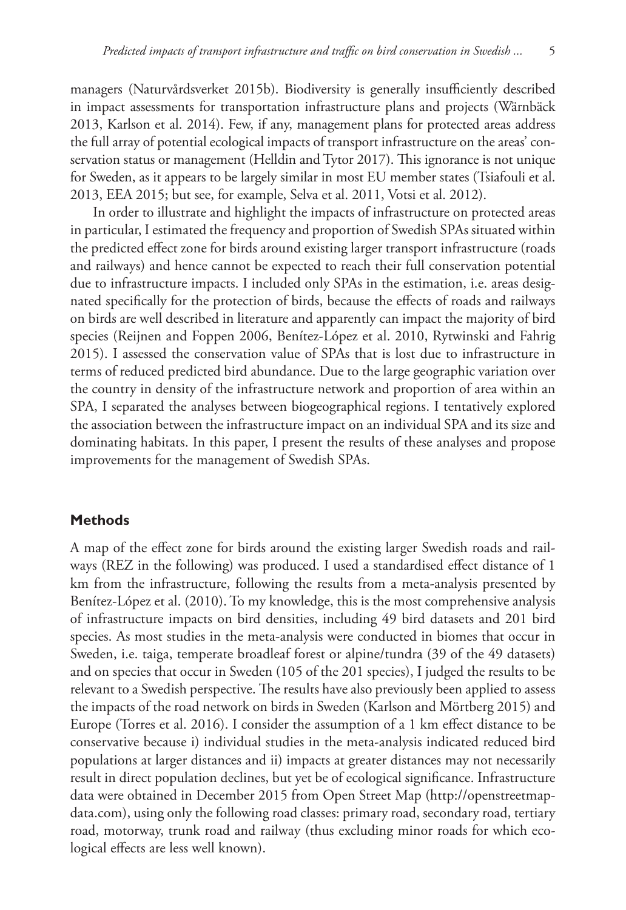managers (Naturvårdsverket 2015b). Biodiversity is generally insufficiently described in impact assessments for transportation infrastructure plans and projects (Wärnbäck 2013, Karlson et al. 2014). Few, if any, management plans for protected areas address the full array of potential ecological impacts of transport infrastructure on the areas' conservation status or management (Helldin and Tytor 2017). This ignorance is not unique for Sweden, as it appears to be largely similar in most EU member states (Tsiafouli et al. 2013, EEA 2015; but see, for example, Selva et al. 2011, Votsi et al. 2012).

In order to illustrate and highlight the impacts of infrastructure on protected areas in particular, I estimated the frequency and proportion of Swedish SPAs situated within the predicted effect zone for birds around existing larger transport infrastructure (roads and railways) and hence cannot be expected to reach their full conservation potential due to infrastructure impacts. I included only SPAs in the estimation, i.e. areas designated specifically for the protection of birds, because the effects of roads and railways on birds are well described in literature and apparently can impact the majority of bird species (Reijnen and Foppen 2006, Benítez-López et al. 2010, Rytwinski and Fahrig 2015). I assessed the conservation value of SPAs that is lost due to infrastructure in terms of reduced predicted bird abundance. Due to the large geographic variation over the country in density of the infrastructure network and proportion of area within an SPA, I separated the analyses between biogeographical regions. I tentatively explored the association between the infrastructure impact on an individual SPA and its size and dominating habitats. In this paper, I present the results of these analyses and propose improvements for the management of Swedish SPAs.

## Methods

A map of the effect zone for birds around the existing larger Swedish roads and railways (REZ in the following) was produced. I used a standardised effect distance of 1 km from the infrastructure, following the results from a meta-analysis presented by Benítez-López et al. (2010). To my knowledge, this is the most comprehensive analysis of infrastructure impacts on bird densities, including 49 bird datasets and 201 bird species. As most studies in the meta-analysis were conducted in biomes that occur in Sweden, i.e. taiga, temperate broadleaf forest or alpine/tundra (39 of the 49 datasets) and on species that occur in Sweden (105 of the 201 species), I judged the results to be relevant to a Swedish perspective. The results have also previously been applied to assess the impacts of the road network on birds in Sweden (Karlson and Mörtberg 2015) and Europe (Torres et al. 2016). I consider the assumption of a 1 km effect distance to be conservative because i) individual studies in the meta-analysis indicated reduced bird populations at larger distances and ii) impacts at greater distances may not necessarily result in direct population declines, but yet be of ecological significance. Infrastructure data were obtained in December 2015 from Open Street Map (http://openstreetmapdata.com), using only the following road classes: primary road, secondary road, tertiary road, motorway, trunk road and railway (thus excluding minor roads for which ecological effects are less well known).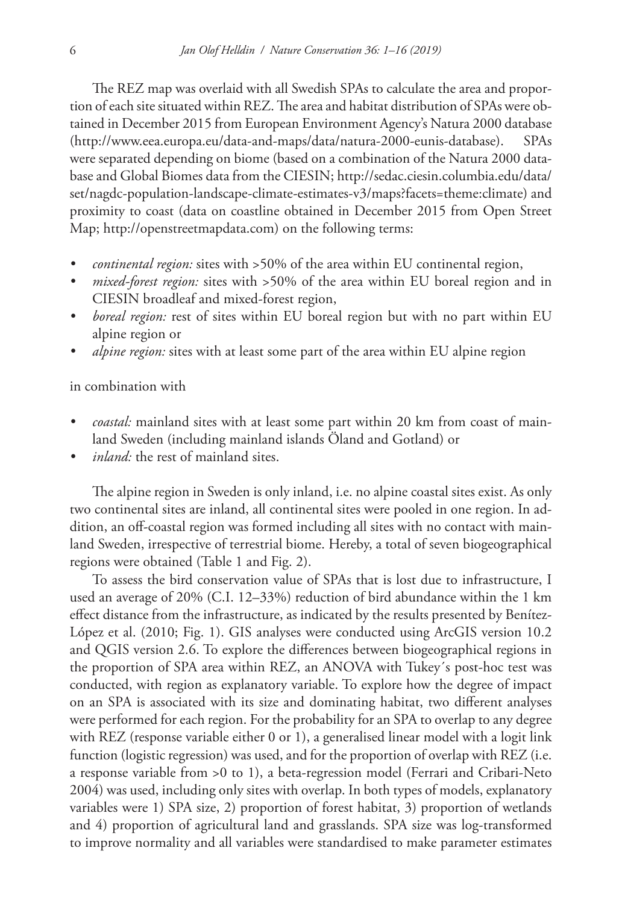The REZ map was overlaid with all Swedish SPAs to calculate the area and proportion of each site situated within REZ. The area and habitat distribution of SPAs were obtained in December 2015 from European Environment Agency's Natura 2000 database (http://www.eea.europa.eu/data-and-maps/data/natura-2000-eunis-database). SPAs were separated depending on biome (based on a combination of the Natura 2000 database and Global Biomes data from the CIESIN; http://sedac.ciesin.columbia.edu/data/set/nagdc-population-landscape-climate-estimates-v3/maps?facets=theme:climate) and proximity to coast (data on coastline obtained in December 2015 from Open Street Map; http://openstreetmapdata.com) on the following terms:

- *continental region:* sites with >50% of the area within EU continental region,
- *mixed-forest region:* sites with >50% of the area within EU boreal region and in CIESIN broadleaf and mixed-forest region,
- *boreal region:* rest of sites within EU boreal region but with no part within EU alpine region or
- *alpine region:* sites with at least some part of the area within EU alpine region

in combination with

- *coastal:* mainland sites with at least some part within 20 km from coast of mainland Sweden (including mainland islands Öland and Gotland) or
- *inland:* the rest of mainland sites.

The alpine region in Sweden is only inland, i.e. no alpine coastal sites exist. As only two continental sites are inland, all continental sites were pooled in one region. In addition, an off-coastal region was formed including all sites with no contact with mainland Sweden, irrespective of terrestrial biome. Hereby, a total of seven biogeographical regions were obtained (Table 1 and Fig. 2).

To assess the bird conservation value of SPAs that is lost due to infrastructure, I used an average of 20% (C.I. 12–33%) reduction of bird abundance within the 1 km effect distance from the infrastructure, as indicated by the results presented by Benítez-López et al. (2010; Fig. 1). GIS analyses were conducted using ArcGIS version 10.2 and QGIS version 2.6. To explore the differences between biogeographical regions in the proportion of SPA area within REZ, an ANOVA with Tukey´s post-hoc test was conducted, with region as explanatory variable. To explore how the degree of impact on an SPA is associated with its size and dominating habitat, two different analyses were performed for each region. For the probability for an SPA to overlap to any degree with REZ (response variable either 0 or 1), a generalised linear model with a logit link function (logistic regression) was used, and for the proportion of overlap with REZ (i.e. a response variable from >0 to 1), a beta-regression model (Ferrari and Cribari-Neto 2004) was used, including only sites with overlap. In both types of models, explanatory variables were 1) SPA size, 2) proportion of forest habitat, 3) proportion of wetlands and 4) proportion of agricultural land and grasslands. SPA size was log-transformed to improve normality and all variables were standardised to make parameter estimates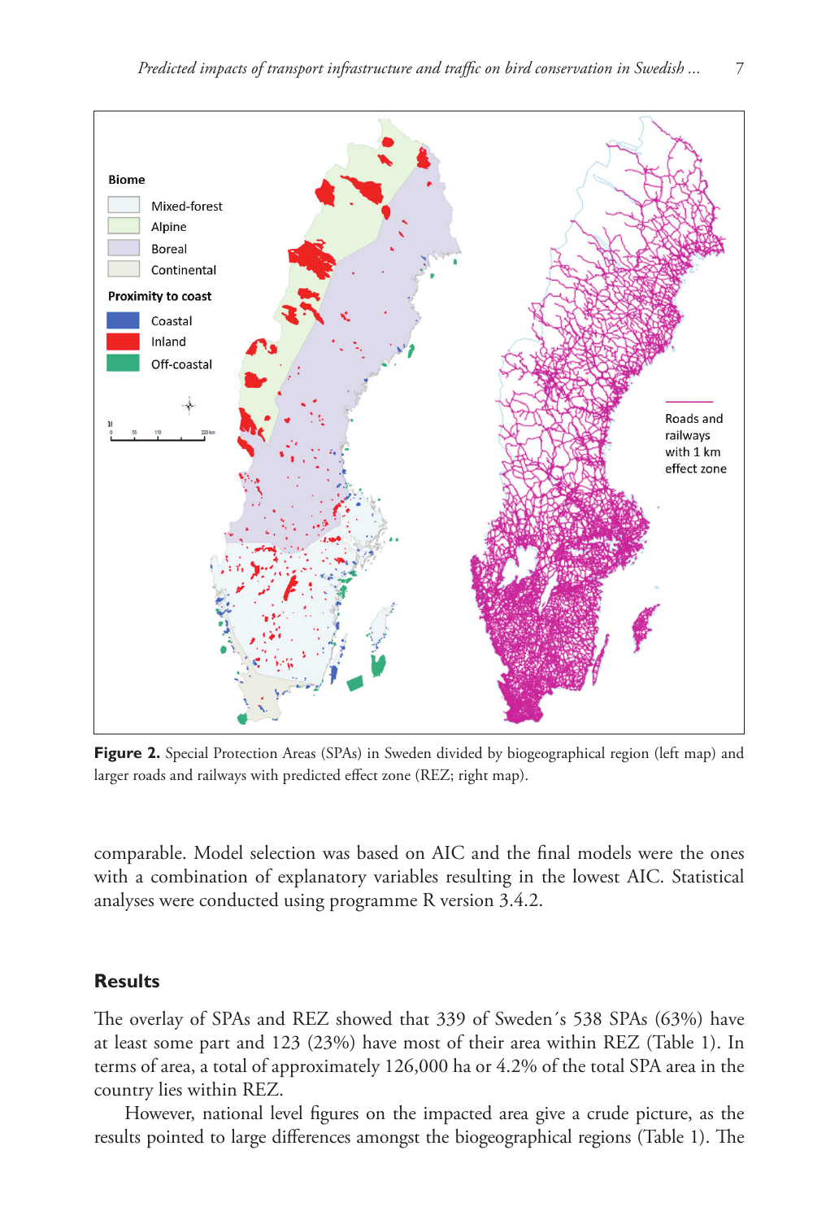**Figure 2.** Special Protection Areas (SPAs) in Sweden divided by biogeographical region (left map) and larger roads and railways with predicted effect zone (REZ; right map).

comparable. Model selection was based on AIC and the final models were the ones with a combination of explanatory variables resulting in the lowest AIC. Statistical analyses were conducted using programme R version 3.4.2.

## Results

The overlay of SPAs and REZ showed that 339 of Sweden´s 538 SPAs (63%) have at least some part and 123 (23%) have most of their area within REZ (Table 1). In terms of area, a total of approximately 126,000 ha or 4.2% of the total SPA area in the country lies within REZ.

However, national level figures on the impacted area give a crude picture, as the results pointed to large differences amongst the biogeographical regions (Table 1). The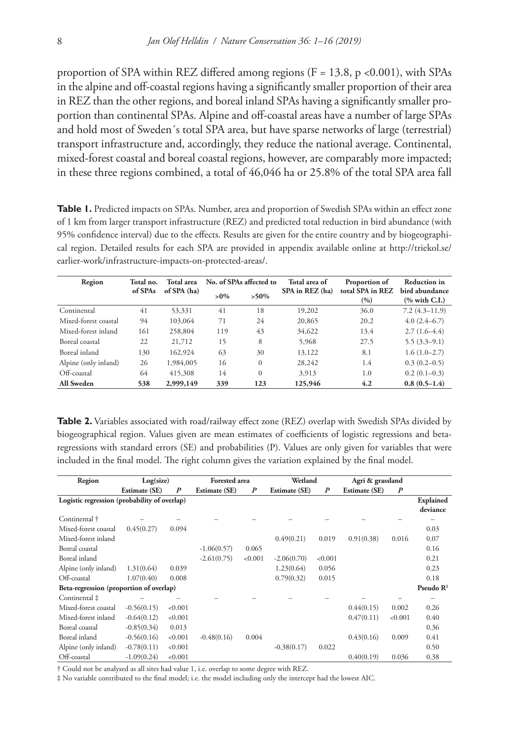proportion of SPA within REZ differed among regions ($F = 13.8$, $p < 0.001$), with SPAs in the alpine and off-coastal regions having a significantly smaller proportion of their area in REZ than the other regions, and boreal inland SPAs having a significantly smaller proportion than continental SPAs. Alpine and off-coastal areas have a number of large SPAs and hold most of Sweden´s total SPA area, but have sparse networks of large (terrestrial) transport infrastructure and, accordingly, they reduce the national average. Continental, mixed-forest coastal and boreal coastal regions, however, are comparably more impacted; in these three regions combined, a total of 46,046 ha or 25.8% of the total SPA area fall

**Table 1.** Predicted impacts on SPAs. Number, area and proportion of Swedish SPAs within an effect zone of 1 km from larger transport infrastructure (REZ) and predicted total reduction in bird abundance (with 95% confidence interval) due to the effects. Results are given for the entire country and by biogeographical region. Detailed results for each SPA are provided in appendix available online at http://triekol.se/earlier-work/infrastructure-impacts-on-protected-areas/.

| Region | Total no. of SPAs | Total area of SPA (ha) | No. of SPAs affected to | | Total area of SPA in REZ (ha) | Proportion of total SPA in REZ (%) | Reduction in bird abundance (% with C.I.) |
|---|---|---|---|---|---|---|---|
| | | | >0% | >50% | | | |
| Continental | 41 | 53,331 | 41 | 18 | 19,202 | 36.0 | 7.2 (4.3–11.9) |
| Mixed-forest coastal | 94 | 103,064 | 71 | 24 | 20,865 | 20.2 | 4.0 (2.4–6.7) |
| Mixed-forest inland | 161 | 258,804 | 119 | 43 | 34,622 | 13.4 | 2.7 (1.6–4.4) |
| Boreal coastal | 22 | 21,712 | 15 | 8 | 5,968 | 27.5 | 5.5 (3.3–9.1) |
| Boreal inland | 130 | 162,924 | 63 | 30 | 13,122 | 8.1 | 1.6 (1.0–2.7) |
| Alpine (only inland) | 26 | 1,984,005 | 16 | 0 | 28,242 | 1.4 | 0.3 (0.2–0.5) |
| Off-coastal | 64 | 415,308 | 14 | 0 | 3,913 | 1.0 | 0.2 (0.1–0.3) |
| **All Sweden** | **538** | **2,999,149** | **339** | **123** | **125,946** | **4.2** | **0.8 (0.5–1.4)** |

**Table 2.** Variables associated with road/railway effect zone (REZ) overlap with Swedish SPAs divided by biogeographical region. Values given are mean estimates of coefficients of logistic regressions and beta-regressions with standard errors (SE) and probabilities (P). Values are only given for variables that were included in the final model. The right column gives the variation explained by the final model.

| Region | Log(size) | | Forested area | | Wetland | | Agri & grassland | | |
|---|---|---|---|---|---|---|---|---|---|
| | Estimate (SE) | *P* | Estimate (SE) | *P* | Estimate (SE) | *P* | Estimate (SE) | *P* | |
| **Logistic regression (probability of overlap)** | | | | | | | | | **Explained deviance** |
| Continental † | – | – | – | – | – | – | – | – | – |
| Mixed-forest coastal | 0.45(0.27) | 0.094 | | | | | | | 0.03 |
| Mixed-forest inland | | | | | 0.49(0.21) | 0.019 | 0.91(0.38) | 0.016 | 0.07 |
| Boreal coastal | | | -1.06(0.57) | 0.065 | | | | | 0.16 |
| Boreal inland | | | -2.61(0.75) | <0.001 | -2.06(0.70) | <0.001 | | | 0.21 |
| Alpine (only inland) | 1.31(0.64) | 0.039 | | | 1.23(0.64) | 0.056 | | | 0.23 |
| Off-coastal | 1.07(0.40) | 0.008 | | | 0.79(0.32) | 0.015 | | | 0.18 |
| **Beta-regression (proportion of overlap)** | | | | | | | | | **Pseudo $R^2$** |
| Continental ‡ | – | – | – | – | – | – | – | – | – |
| Mixed-forest coastal | -0.56(0.15) | <0.001 | | | | | 0.44(0.15) | 0.002 | 0.26 |
| Mixed-forest inland | -0.64(0.12) | <0.001 | | | | | 0.47(0.11) | <0.001 | 0.40 |
| Boreal coastal | -0.85(0.34) | 0.013 | | | | | | | 0.36 |
| Boreal inland | -0.56(0.16) | <0.001 | -0.48(0.16) | 0.004 | | | 0.43(0.16) | 0.009 | 0.41 |
| Alpine (only inland) | -0.78(0.11) | <0.001 | | | -0.38(0.17) | 0.022 | | | 0.50 |
| Off-coastal | -1.09(0.24) | <0.001 | | | | | 0.40(0.19) | 0.036 | 0.38 |

† Could not be analysed as all sites had value 1, i.e. overlap to some degree with REZ.

‡ No variable contributed to the final model; i.e. the model including only the intercept had the lowest AIC.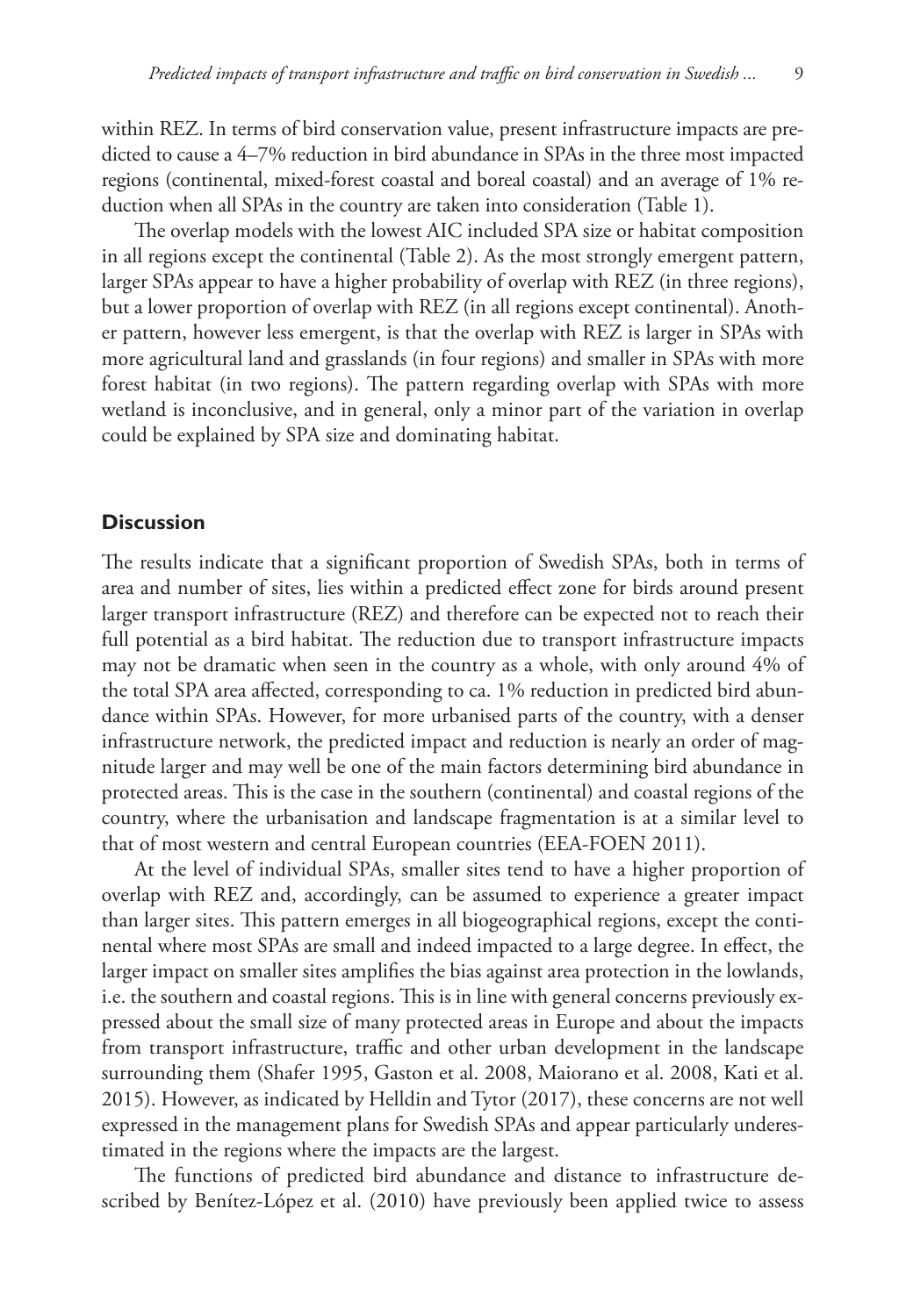within REZ. In terms of bird conservation value, present infrastructure impacts are predicted to cause a 4–7% reduction in bird abundance in SPAs in the three most impacted regions (continental, mixed-forest coastal and boreal coastal) and an average of 1% reduction when all SPAs in the country are taken into consideration (Table 1).

The overlap models with the lowest AIC included SPA size or habitat composition in all regions except the continental (Table 2). As the most strongly emergent pattern, larger SPAs appear to have a higher probability of overlap with REZ (in three regions), but a lower proportion of overlap with REZ (in all regions except continental). Another pattern, however less emergent, is that the overlap with REZ is larger in SPAs with more agricultural land and grasslands (in four regions) and smaller in SPAs with more forest habitat (in two regions). The pattern regarding overlap with SPAs with more wetland is inconclusive, and in general, only a minor part of the variation in overlap could be explained by SPA size and dominating habitat.

## Discussion

The results indicate that a significant proportion of Swedish SPAs, both in terms of area and number of sites, lies within a predicted effect zone for birds around present larger transport infrastructure (REZ) and therefore can be expected not to reach their full potential as a bird habitat. The reduction due to transport infrastructure impacts may not be dramatic when seen in the country as a whole, with only around 4% of the total SPA area affected, corresponding to ca. 1% reduction in predicted bird abundance within SPAs. However, for more urbanised parts of the country, with a denser infrastructure network, the predicted impact and reduction is nearly an order of magnitude larger and may well be one of the main factors determining bird abundance in protected areas. This is the case in the southern (continental) and coastal regions of the country, where the urbanisation and landscape fragmentation is at a similar level to that of most western and central European countries (EEA-FOEN 2011).

At the level of individual SPAs, smaller sites tend to have a higher proportion of overlap with REZ and, accordingly, can be assumed to experience a greater impact than larger sites. This pattern emerges in all biogeographical regions, except the continental where most SPAs are small and indeed impacted to a large degree. In effect, the larger impact on smaller sites amplifies the bias against area protection in the lowlands, i.e. the southern and coastal regions. This is in line with general concerns previously expressed about the small size of many protected areas in Europe and about the impacts from transport infrastructure, traffic and other urban development in the landscape surrounding them (Shafer 1995, Gaston et al. 2008, Maiorano et al. 2008, Kati et al. 2015). However, as indicated by Helldin and Tytor (2017), these concerns are not well expressed in the management plans for Swedish SPAs and appear particularly underestimated in the regions where the impacts are the largest.

The functions of predicted bird abundance and distance to infrastructure described by Benítez-López et al. (2010) have previously been applied twice to assess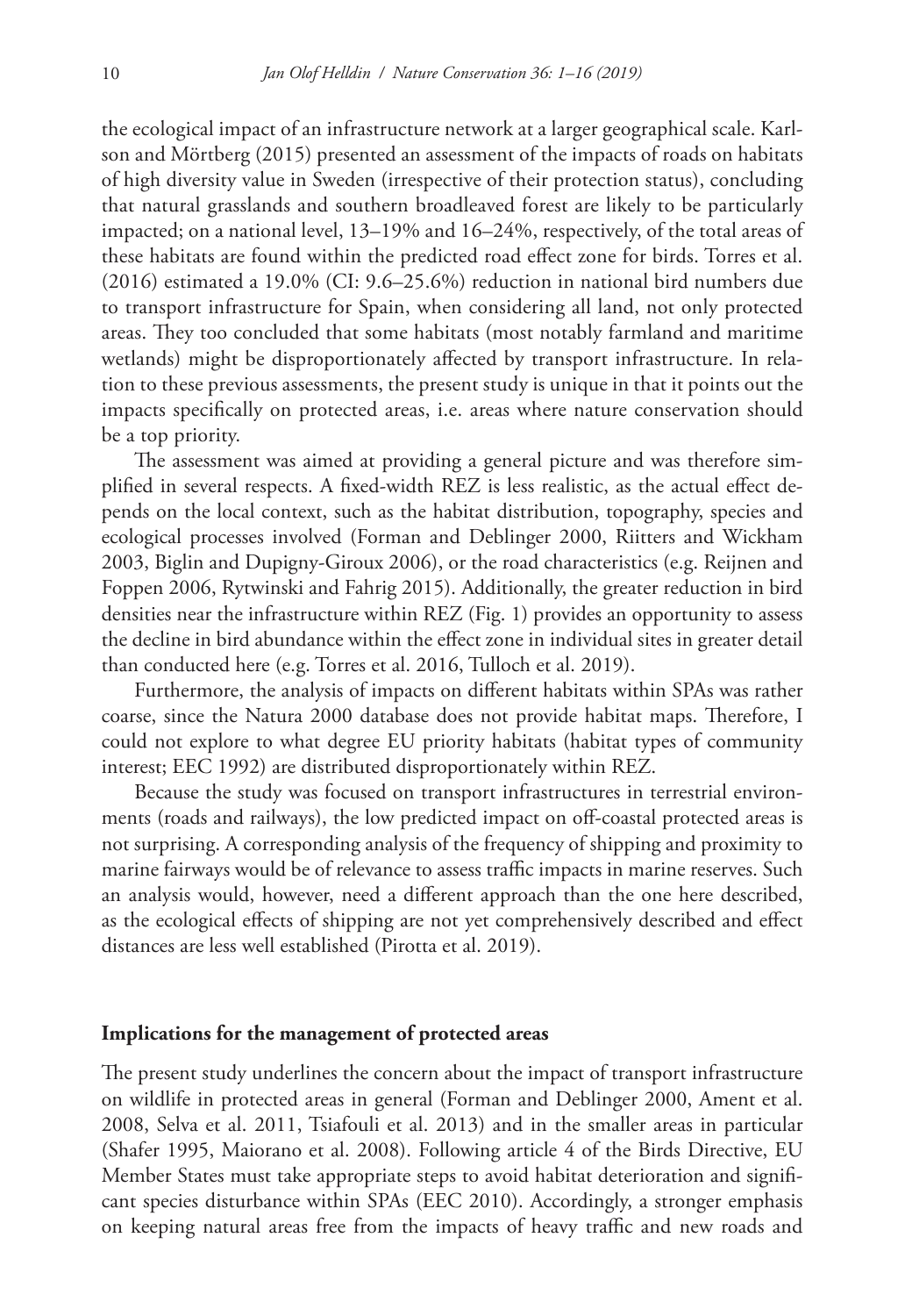the ecological impact of an infrastructure network at a larger geographical scale. Karlson and Mörtberg (2015) presented an assessment of the impacts of roads on habitats of high diversity value in Sweden (irrespective of their protection status), concluding that natural grasslands and southern broadleaved forest are likely to be particularly impacted; on a national level, 13–19% and 16–24%, respectively, of the total areas of these habitats are found within the predicted road effect zone for birds. Torres et al. (2016) estimated a 19.0% (CI: 9.6–25.6%) reduction in national bird numbers due to transport infrastructure for Spain, when considering all land, not only protected areas. They too concluded that some habitats (most notably farmland and maritime wetlands) might be disproportionately affected by transport infrastructure. In relation to these previous assessments, the present study is unique in that it points out the impacts specifically on protected areas, i.e. areas where nature conservation should be a top priority.

The assessment was aimed at providing a general picture and was therefore simplified in several respects. A fixed-width REZ is less realistic, as the actual effect depends on the local context, such as the habitat distribution, topography, species and ecological processes involved (Forman and Deblinger 2000, Riitters and Wickham 2003, Biglin and Dupigny-Giroux 2006), or the road characteristics (e.g. Reijnen and Foppen 2006, Rytwinski and Fahrig 2015). Additionally, the greater reduction in bird densities near the infrastructure within REZ (Fig. 1) provides an opportunity to assess the decline in bird abundance within the effect zone in individual sites in greater detail than conducted here (e.g. Torres et al. 2016, Tulloch et al. 2019).

Furthermore, the analysis of impacts on different habitats within SPAs was rather coarse, since the Natura 2000 database does not provide habitat maps. Therefore, I could not explore to what degree EU priority habitats (habitat types of community interest; EEC 1992) are distributed disproportionately within REZ.

Because the study was focused on transport infrastructures in terrestrial environments (roads and railways), the low predicted impact on off-coastal protected areas is not surprising. A corresponding analysis of the frequency of shipping and proximity to marine fairways would be of relevance to assess traffic impacts in marine reserves. Such an analysis would, however, need a different approach than the one here described, as the ecological effects of shipping are not yet comprehensively described and effect distances are less well established (Pirotta et al. 2019).

### Implications for the management of protected areas

The present study underlines the concern about the impact of transport infrastructure on wildlife in protected areas in general (Forman and Deblinger 2000, Ament et al. 2008, Selva et al. 2011, Tsiafouli et al. 2013) and in the smaller areas in particular (Shafer 1995, Maiorano et al. 2008). Following article 4 of the Birds Directive, EU Member States must take appropriate steps to avoid habitat deterioration and significant species disturbance within SPAs (EEC 2010). Accordingly, a stronger emphasis on keeping natural areas free from the impacts of heavy traffic and new roads and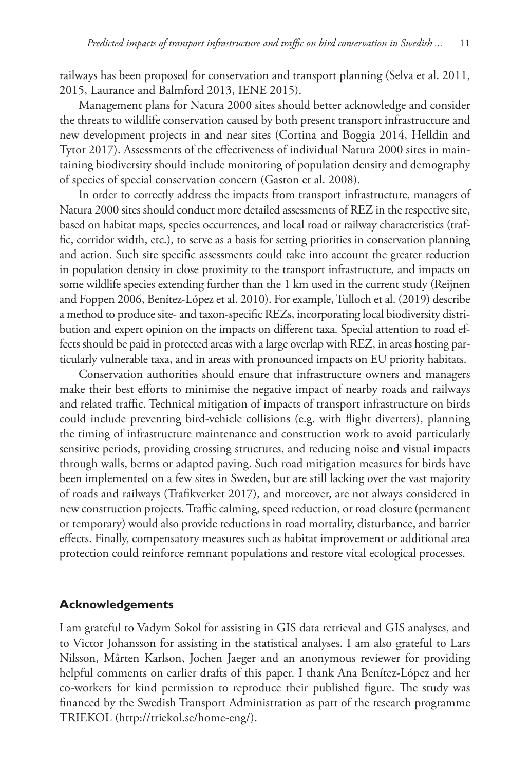railways has been proposed for conservation and transport planning (Selva et al. 2011, 2015, Laurance and Balmford 2013, IENE 2015).

Management plans for Natura 2000 sites should better acknowledge and consider the threats to wildlife conservation caused by both present transport infrastructure and new development projects in and near sites (Cortina and Boggia 2014, Helldin and Tytor 2017). Assessments of the effectiveness of individual Natura 2000 sites in maintaining biodiversity should include monitoring of population density and demography of species of special conservation concern (Gaston et al. 2008).

In order to correctly address the impacts from transport infrastructure, managers of Natura 2000 sites should conduct more detailed assessments of REZ in the respective site, based on habitat maps, species occurrences, and local road or railway characteristics (traffic, corridor width, etc.), to serve as a basis for setting priorities in conservation planning and action. Such site specific assessments could take into account the greater reduction in population density in close proximity to the transport infrastructure, and impacts on some wildlife species extending further than the 1 km used in the current study (Reijnen and Foppen 2006, Benítez-López et al. 2010). For example, Tulloch et al. (2019) describe a method to produce site- and taxon-specific REZs, incorporating local biodiversity distribution and expert opinion on the impacts on different taxa. Special attention to road effects should be paid in protected areas with a large overlap with REZ, in areas hosting particularly vulnerable taxa, and in areas with pronounced impacts on EU priority habitats.

Conservation authorities should ensure that infrastructure owners and managers make their best efforts to minimise the negative impact of nearby roads and railways and related traffic. Technical mitigation of impacts of transport infrastructure on birds could include preventing bird-vehicle collisions (e.g. with flight diverters), planning the timing of infrastructure maintenance and construction work to avoid particularly sensitive periods, providing crossing structures, and reducing noise and visual impacts through walls, berms or adapted paving. Such road mitigation measures for birds have been implemented on a few sites in Sweden, but are still lacking over the vast majority of roads and railways (Trafikverket 2017), and moreover, are not always considered in new construction projects. Traffic calming, speed reduction, or road closure (permanent or temporary) would also provide reductions in road mortality, disturbance, and barrier effects. Finally, compensatory measures such as habitat improvement or additional area protection could reinforce remnant populations and restore vital ecological processes.

## Acknowledgements

I am grateful to Vadym Sokol for assisting in GIS data retrieval and GIS analyses, and to Victor Johansson for assisting in the statistical analyses. I am also grateful to Lars Nilsson, Mårten Karlson, Jochen Jaeger and an anonymous reviewer for providing helpful comments on earlier drafts of this paper. I thank Ana Benítez-López and her co-workers for kind permission to reproduce their published figure. The study was financed by the Swedish Transport Administration as part of the research programme TRIEKOL (http://triekol.se/home-eng/).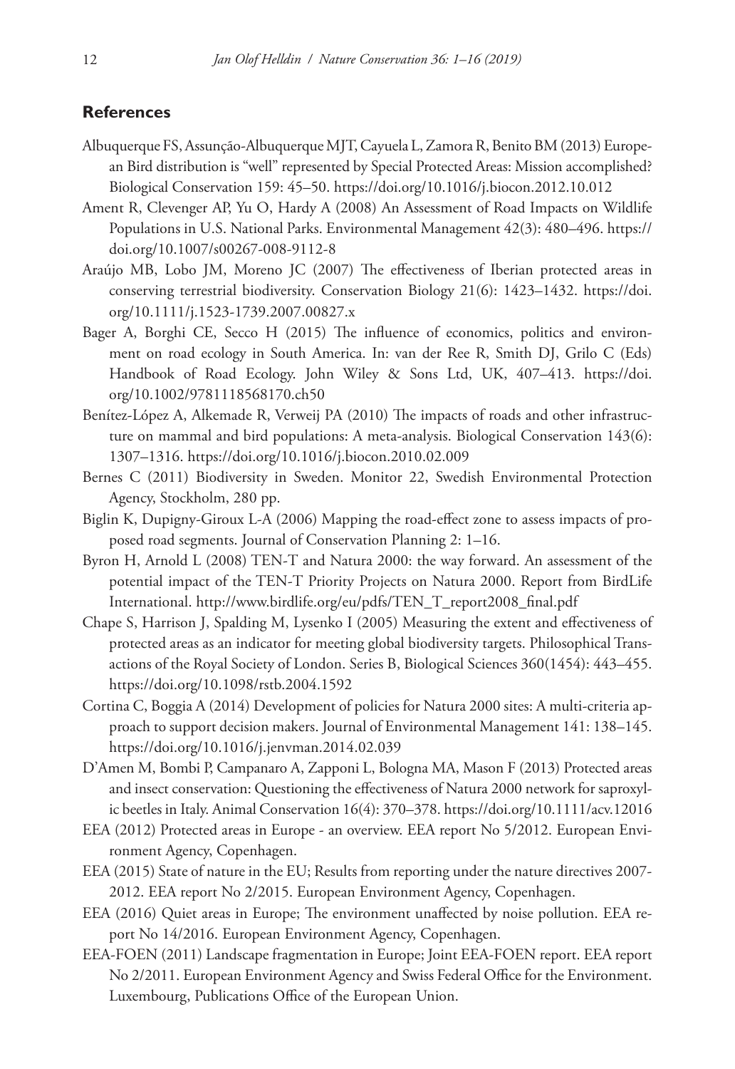## References

Albuquerque FS, Assunção-Albuquerque MJT, Cayuela L, Zamora R, Benito BM (2013) European Bird distribution is "well" represented by Special Protected Areas: Mission accomplished? Biological Conservation 159: 45–50. https://doi.org/10.1016/j.biocon.2012.10.012

Ament R, Clevenger AP, Yu O, Hardy A (2008) An Assessment of Road Impacts on Wildlife Populations in U.S. National Parks. Environmental Management 42(3): 480–496. https://doi.org/10.1007/s00267-008-9112-8

Araújo MB, Lobo JM, Moreno JC (2007) The effectiveness of Iberian protected areas in conserving terrestrial biodiversity. Conservation Biology 21(6): 1423–1432. https://doi.org/10.1111/j.1523-1739.2007.00827.x

Bager A, Borghi CE, Secco H (2015) The influence of economics, politics and environment on road ecology in South America. In: van der Ree R, Smith DJ, Grilo C (Eds) Handbook of Road Ecology. John Wiley & Sons Ltd, UK, 407–413. https://doi.org/10.1002/9781118568170.ch50

Benítez-López A, Alkemade R, Verweij PA (2010) The impacts of roads and other infrastructure on mammal and bird populations: A meta-analysis. Biological Conservation 143(6): 1307–1316. https://doi.org/10.1016/j.biocon.2010.02.009

Bernes C (2011) Biodiversity in Sweden. Monitor 22, Swedish Environmental Protection Agency, Stockholm, 280 pp.

Biglin K, Dupigny-Giroux L-A (2006) Mapping the road-effect zone to assess impacts of proposed road segments. Journal of Conservation Planning 2: 1–16.

Byron H, Arnold L (2008) TEN-T and Natura 2000: the way forward. An assessment of the potential impact of the TEN-T Priority Projects on Natura 2000. Report from BirdLife International. http://www.birdlife.org/eu/pdfs/TEN_T_report2008_final.pdf

Chape S, Harrison J, Spalding M, Lysenko I (2005) Measuring the extent and effectiveness of protected areas as an indicator for meeting global biodiversity targets. Philosophical Transactions of the Royal Society of London. Series B, Biological Sciences 360(1454): 443–455. https://doi.org/10.1098/rstb.2004.1592

Cortina C, Boggia A (2014) Development of policies for Natura 2000 sites: A multi-criteria approach to support decision makers. Journal of Environmental Management 141: 138–145. https://doi.org/10.1016/j.jenvman.2014.02.039

D'Amen M, Bombi P, Campanaro A, Zapponi L, Bologna MA, Mason F (2013) Protected areas and insect conservation: Questioning the effectiveness of Natura 2000 network for saproxylic beetles in Italy. Animal Conservation 16(4): 370–378. https://doi.org/10.1111/acv.12016

EEA (2012) Protected areas in Europe - an overview. EEA report No 5/2012. European Environment Agency, Copenhagen.

EEA (2015) State of nature in the EU; Results from reporting under the nature directives 2007-2012. EEA report No 2/2015. European Environment Agency, Copenhagen.

EEA (2016) Quiet areas in Europe; The environment unaffected by noise pollution. EEA report No 14/2016. European Environment Agency, Copenhagen.

EEA-FOEN (2011) Landscape fragmentation in Europe; Joint EEA-FOEN report. EEA report No 2/2011. European Environment Agency and Swiss Federal Office for the Environment. Luxembourg, Publications Office of the European Union.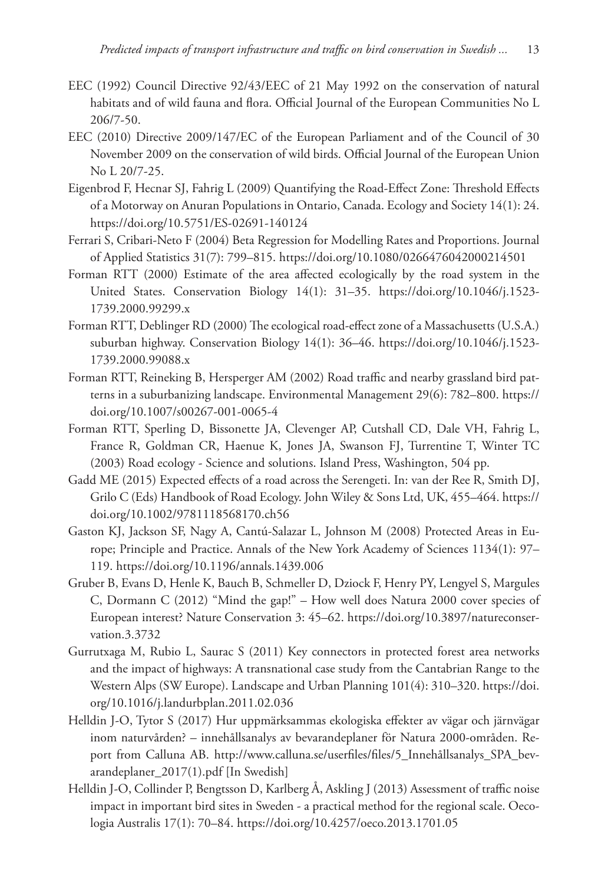EEC (1992) Council Directive 92/43/EEC of 21 May 1992 on the conservation of natural habitats and of wild fauna and flora. Official Journal of the European Communities No L 206/7-50.

EEC (2010) Directive 2009/147/EC of the European Parliament and of the Council of 30 November 2009 on the conservation of wild birds. Official Journal of the European Union No L 20/7-25.

Eigenbrod F, Hecnar SJ, Fahrig L (2009) Quantifying the Road-Effect Zone: Threshold Effects of a Motorway on Anuran Populations in Ontario, Canada. Ecology and Society 14(1): 24. https://doi.org/10.5751/ES-02691-140124

Ferrari S, Cribari-Neto F (2004) Beta Regression for Modelling Rates and Proportions. Journal of Applied Statistics 31(7): 799–815. https://doi.org/10.1080/0266476042000214501

Forman RTT (2000) Estimate of the area affected ecologically by the road system in the United States. Conservation Biology 14(1): 31–35. https://doi.org/10.1046/j.1523-1739.2000.99299.x

Forman RTT, Deblinger RD (2000) The ecological road-effect zone of a Massachusetts (U.S.A.) suburban highway. Conservation Biology 14(1): 36–46. https://doi.org/10.1046/j.1523-1739.2000.99088.x

Forman RTT, Reineking B, Hersperger AM (2002) Road traffic and nearby grassland bird patterns in a suburbanizing landscape. Environmental Management 29(6): 782–800. https://doi.org/10.1007/s00267-001-0065-4

Forman RTT, Sperling D, Bissonette JA, Clevenger AP, Cutshall CD, Dale VH, Fahrig L, France R, Goldman CR, Haenue K, Jones JA, Swanson FJ, Turrentine T, Winter TC (2003) Road ecology - Science and solutions. Island Press, Washington, 504 pp.

Gadd ME (2015) Expected effects of a road across the Serengeti. In: van der Ree R, Smith DJ, Grilo C (Eds) Handbook of Road Ecology. John Wiley & Sons Ltd, UK, 455–464. https://doi.org/10.1002/9781118568170.ch56

Gaston KJ, Jackson SF, Nagy A, Cantú-Salazar L, Johnson M (2008) Protected Areas in Europe; Principle and Practice. Annals of the New York Academy of Sciences 1134(1): 97–119. https://doi.org/10.1196/annals.1439.006

Gruber B, Evans D, Henle K, Bauch B, Schmeller D, Dziock F, Henry PY, Lengyel S, Margules C, Dormann C (2012) "Mind the gap!" – How well does Natura 2000 cover species of European interest? Nature Conservation 3: 45–62. https://doi.org/10.3897/natureconservation.3.3732

Gurrutxaga M, Rubio L, Saurac S (2011) Key connectors in protected forest area networks and the impact of highways: A transnational case study from the Cantabrian Range to the Western Alps (SW Europe). Landscape and Urban Planning 101(4): 310–320. https://doi.org/10.1016/j.landurbplan.2011.02.036

Helldin J-O, Tytor S (2017) Hur uppmärksammas ekologiska effekter av vägar och järnvägar inom naturvården? – innehållsanalys av bevarandeplaner för Natura 2000-områden. Report from Calluna AB. http://www.calluna.se/userfiles/files/5_Innehållsanalys_SPA_bevarandeplaner_2017(1).pdf [In Swedish]

Helldin J-O, Collinder P, Bengtsson D, Karlberg Å, Askling J (2013) Assessment of traffic noise impact in important bird sites in Sweden - a practical method for the regional scale. Oecologia Australis 17(1): 70–84. https://doi.org/10.4257/oeco.2013.1701.05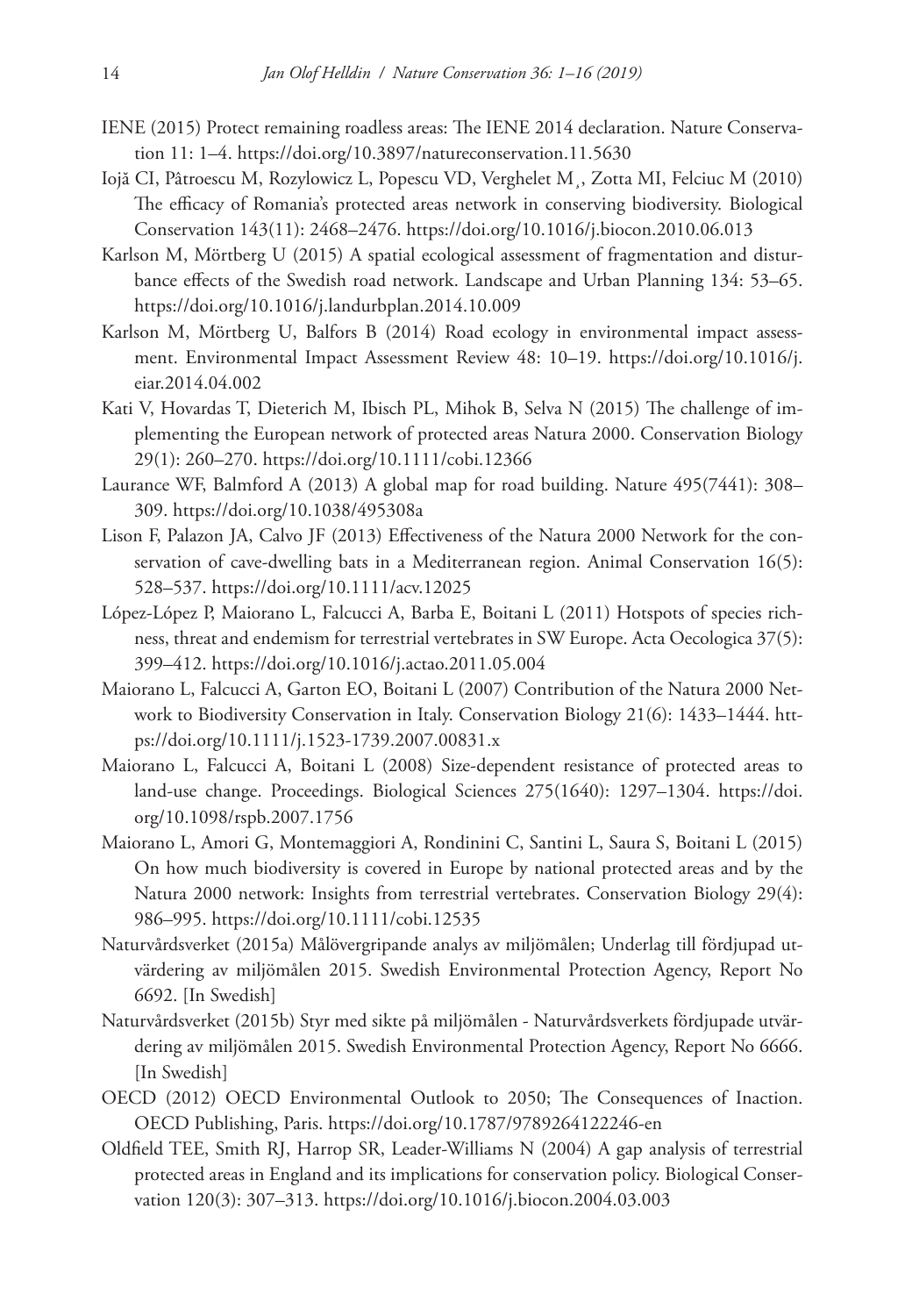IENE (2015) Protect remaining roadless areas: The IENE 2014 declaration. Nature Conservation 11: 1–4. https://doi.org/10.3897/natureconservation.11.5630

Iojă CI, Pâtroescu M, Rozylowicz L, Popescu VD, Verghelet M¸, Zotta MI, Felciuc M (2010) The efficacy of Romania's protected areas network in conserving biodiversity. Biological Conservation 143(11): 2468–2476. https://doi.org/10.1016/j.biocon.2010.06.013

Karlson M, Mörtberg U (2015) A spatial ecological assessment of fragmentation and disturbance effects of the Swedish road network. Landscape and Urban Planning 134: 53–65. https://doi.org/10.1016/j.landurbplan.2014.10.009

Karlson M, Mörtberg U, Balfors B (2014) Road ecology in environmental impact assessment. Environmental Impact Assessment Review 48: 10–19. https://doi.org/10.1016/j.eiar.2014.04.002

Kati V, Hovardas T, Dieterich M, Ibisch PL, Mihok B, Selva N (2015) The challenge of implementing the European network of protected areas Natura 2000. Conservation Biology 29(1): 260–270. https://doi.org/10.1111/cobi.12366

Laurance WF, Balmford A (2013) A global map for road building. Nature 495(7441): 308–309. https://doi.org/10.1038/495308a

Lison F, Palazon JA, Calvo JF (2013) Effectiveness of the Natura 2000 Network for the conservation of cave-dwelling bats in a Mediterranean region. Animal Conservation 16(5): 528–537. https://doi.org/10.1111/acv.12025

López-López P, Maiorano L, Falcucci A, Barba E, Boitani L (2011) Hotspots of species richness, threat and endemism for terrestrial vertebrates in SW Europe. Acta Oecologica 37(5): 399–412. https://doi.org/10.1016/j.actao.2011.05.004

Maiorano L, Falcucci A, Garton EO, Boitani L (2007) Contribution of the Natura 2000 Network to Biodiversity Conservation in Italy. Conservation Biology 21(6): 1433–1444. https://doi.org/10.1111/j.1523-1739.2007.00831.x

Maiorano L, Falcucci A, Boitani L (2008) Size-dependent resistance of protected areas to land-use change. Proceedings. Biological Sciences 275(1640): 1297–1304. https://doi.org/10.1098/rspb.2007.1756

Maiorano L, Amori G, Montemaggiori A, Rondinini C, Santini L, Saura S, Boitani L (2015) On how much biodiversity is covered in Europe by national protected areas and by the Natura 2000 network: Insights from terrestrial vertebrates. Conservation Biology 29(4): 986–995. https://doi.org/10.1111/cobi.12535

Naturvårdsverket (2015a) Målövergripande analys av miljömålen; Underlag till fördjupad utvärdering av miljömålen 2015. Swedish Environmental Protection Agency, Report No 6692. [In Swedish]

Naturvårdsverket (2015b) Styr med sikte på miljömålen - Naturvårdsverkets fördjupade utvärdering av miljömålen 2015. Swedish Environmental Protection Agency, Report No 6666. [In Swedish]

OECD (2012) OECD Environmental Outlook to 2050; The Consequences of Inaction. OECD Publishing, Paris. https://doi.org/10.1787/9789264122246-en

Oldfield TEE, Smith RJ, Harrop SR, Leader-Williams N (2004) A gap analysis of terrestrial protected areas in England and its implications for conservation policy. Biological Conservation 120(3): 307–313. https://doi.org/10.1016/j.biocon.2004.03.003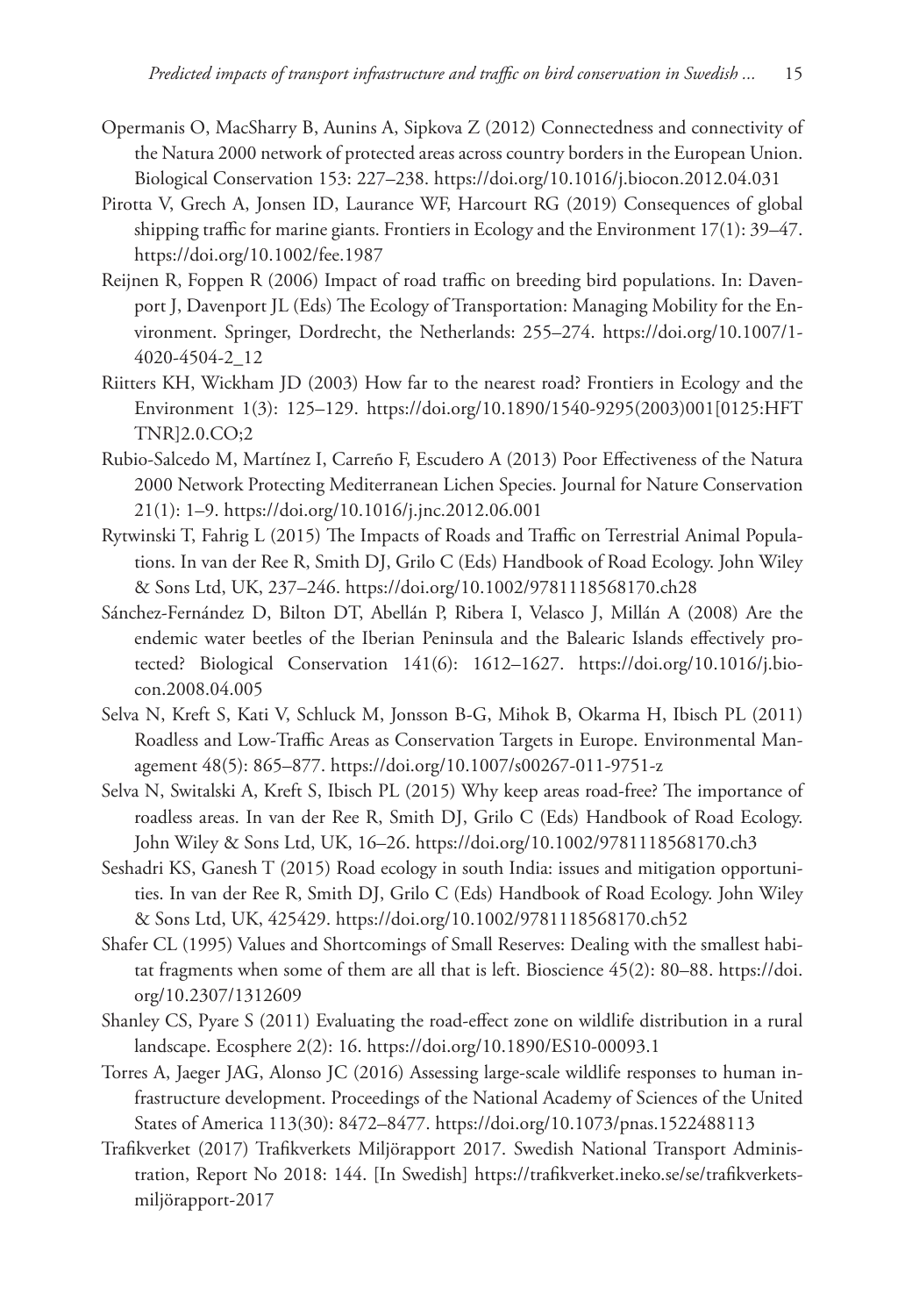Opermanis O, MacSharry B, Aunins A, Sipkova Z (2012) Connectedness and connectivity of the Natura 2000 network of protected areas across country borders in the European Union. Biological Conservation 153: 227–238. https://doi.org/10.1016/j.biocon.2012.04.031

Pirotta V, Grech A, Jonsen ID, Laurance WF, Harcourt RG (2019) Consequences of global shipping traffic for marine giants. Frontiers in Ecology and the Environment 17(1): 39–47. https://doi.org/10.1002/fee.1987

Reijnen R, Foppen R (2006) Impact of road traffic on breeding bird populations. In: Davenport J, Davenport JL (Eds) The Ecology of Transportation: Managing Mobility for the Environment. Springer, Dordrecht, the Netherlands: 255–274. https://doi.org/10.1007/1-4020-4504-2_12

Riitters KH, Wickham JD (2003) How far to the nearest road? Frontiers in Ecology and the Environment 1(3): 125–129. https://doi.org/10.1890/1540-9295(2003)001[0125:HFTTNR]2.0.CO;2

Rubio-Salcedo M, Martínez I, Carreño F, Escudero A (2013) Poor Effectiveness of the Natura 2000 Network Protecting Mediterranean Lichen Species. Journal for Nature Conservation 21(1): 1–9. https://doi.org/10.1016/j.jnc.2012.06.001

Rytwinski T, Fahrig L (2015) The Impacts of Roads and Traffic on Terrestrial Animal Populations. In van der Ree R, Smith DJ, Grilo C (Eds) Handbook of Road Ecology. John Wiley & Sons Ltd, UK, 237–246. https://doi.org/10.1002/9781118568170.ch28

Sánchez-Fernández D, Bilton DT, Abellán P, Ribera I, Velasco J, Millán A (2008) Are the endemic water beetles of the Iberian Peninsula and the Balearic Islands effectively protected? Biological Conservation 141(6): 1612–1627. https://doi.org/10.1016/j.biocon.2008.04.005

Selva N, Kreft S, Kati V, Schluck M, Jonsson B-G, Mihok B, Okarma H, Ibisch PL (2011) Roadless and Low-Traffic Areas as Conservation Targets in Europe. Environmental Management 48(5): 865–877. https://doi.org/10.1007/s00267-011-9751-z

Selva N, Switalski A, Kreft S, Ibisch PL (2015) Why keep areas road-free? The importance of roadless areas. In van der Ree R, Smith DJ, Grilo C (Eds) Handbook of Road Ecology. John Wiley & Sons Ltd, UK, 16–26. https://doi.org/10.1002/9781118568170.ch3

Seshadri KS, Ganesh T (2015) Road ecology in south India: issues and mitigation opportunities. In van der Ree R, Smith DJ, Grilo C (Eds) Handbook of Road Ecology. John Wiley & Sons Ltd, UK, 425429. https://doi.org/10.1002/9781118568170.ch52

Shafer CL (1995) Values and Shortcomings of Small Reserves: Dealing with the smallest habitat fragments when some of them are all that is left. Bioscience 45(2): 80–88. https://doi.org/10.2307/1312609

Shanley CS, Pyare S (2011) Evaluating the road-effect zone on wildlife distribution in a rural landscape. Ecosphere 2(2): 16. https://doi.org/10.1890/ES10-00093.1

Torres A, Jaeger JAG, Alonso JC (2016) Assessing large-scale wildlife responses to human infrastructure development. Proceedings of the National Academy of Sciences of the United States of America 113(30): 8472–8477. https://doi.org/10.1073/pnas.1522488113

Trafikverket (2017) Trafikverkets Miljörapport 2017. Swedish National Transport Administration, Report No 2018: 144. [In Swedish] https://trafikverket.ineko.se/se/trafikverkets-miljörapport-2017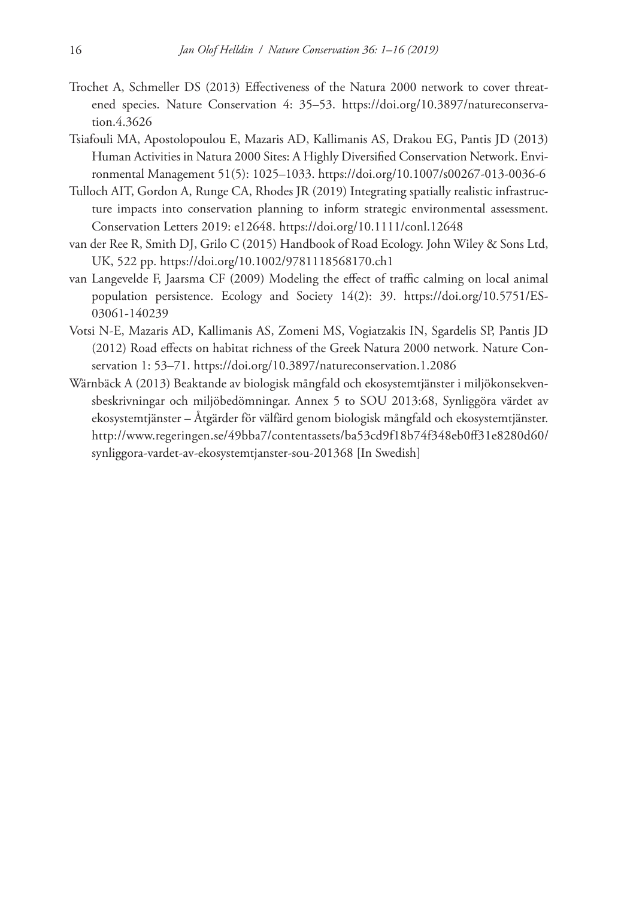Trochet A, Schmeller DS (2013) Effectiveness of the Natura 2000 network to cover threatened species. Nature Conservation 4: 35–53. https://doi.org/10.3897/natureconservation.4.3626

Tsiafouli MA, Apostolopoulou E, Mazaris AD, Kallimanis AS, Drakou EG, Pantis JD (2013) Human Activities in Natura 2000 Sites: A Highly Diversified Conservation Network. Environmental Management 51(5): 1025–1033. https://doi.org/10.1007/s00267-013-0036-6

Tulloch AIT, Gordon A, Runge CA, Rhodes JR (2019) Integrating spatially realistic infrastructure impacts into conservation planning to inform strategic environmental assessment. Conservation Letters 2019: e12648. https://doi.org/10.1111/conl.12648

van der Ree R, Smith DJ, Grilo C (2015) Handbook of Road Ecology. John Wiley & Sons Ltd, UK, 522 pp. https://doi.org/10.1002/9781118568170.ch1

van Langevelde F, Jaarsma CF (2009) Modeling the effect of traffic calming on local animal population persistence. Ecology and Society 14(2): 39. https://doi.org/10.5751/ES-03061-140239

Votsi N-E, Mazaris AD, Kallimanis AS, Zomeni MS, Vogiatzakis IN, Sgardelis SP, Pantis JD (2012) Road effects on habitat richness of the Greek Natura 2000 network. Nature Conservation 1: 53–71. https://doi.org/10.3897/natureconservation.1.2086

Wärnbäck A (2013) Beaktande av biologisk mångfald och ekosystemtjänster i miljökonsekvensbeskrivningar och miljöbedömningar. Annex 5 to SOU 2013:68, Synliggöra värdet av ekosystemtjänster – Åtgärder för välfärd genom biologisk mångfald och ekosystemtjänster. http://www.regeringen.se/49bba7/contentassets/ba53cd9f18b74f348eb0ff31e8280d60/synliggora-vardet-av-ekosystemtjanster-sou-201368 [In Swedish]